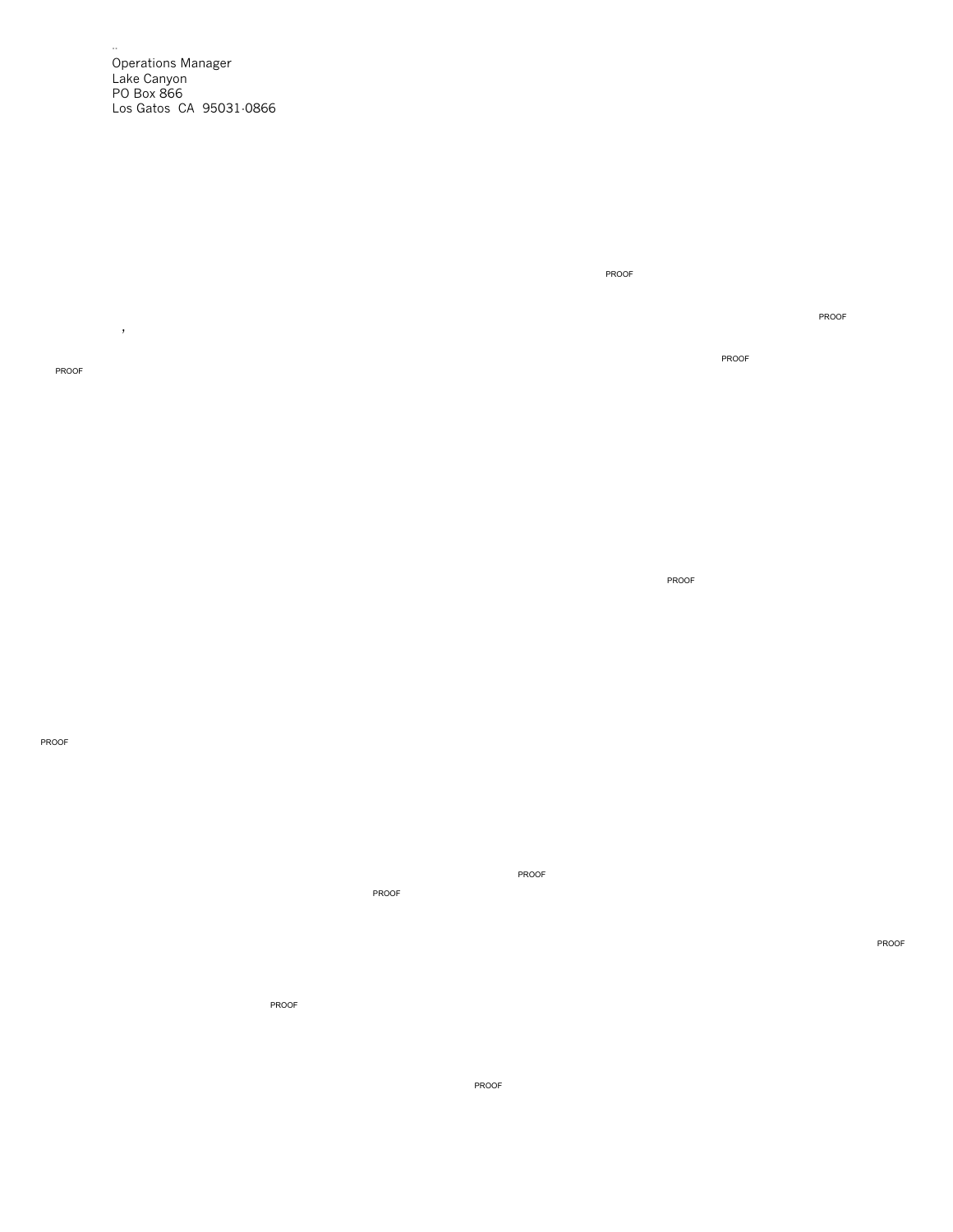..
Operations Manager
Lake Canyon
PO Box 866
Los Gatos CA 95031-0866

PROOF

PROOF

,

PROOF

PROOF

PROOF

PROOF

PROOF

PROOF

PROOF

PROOF

PROOF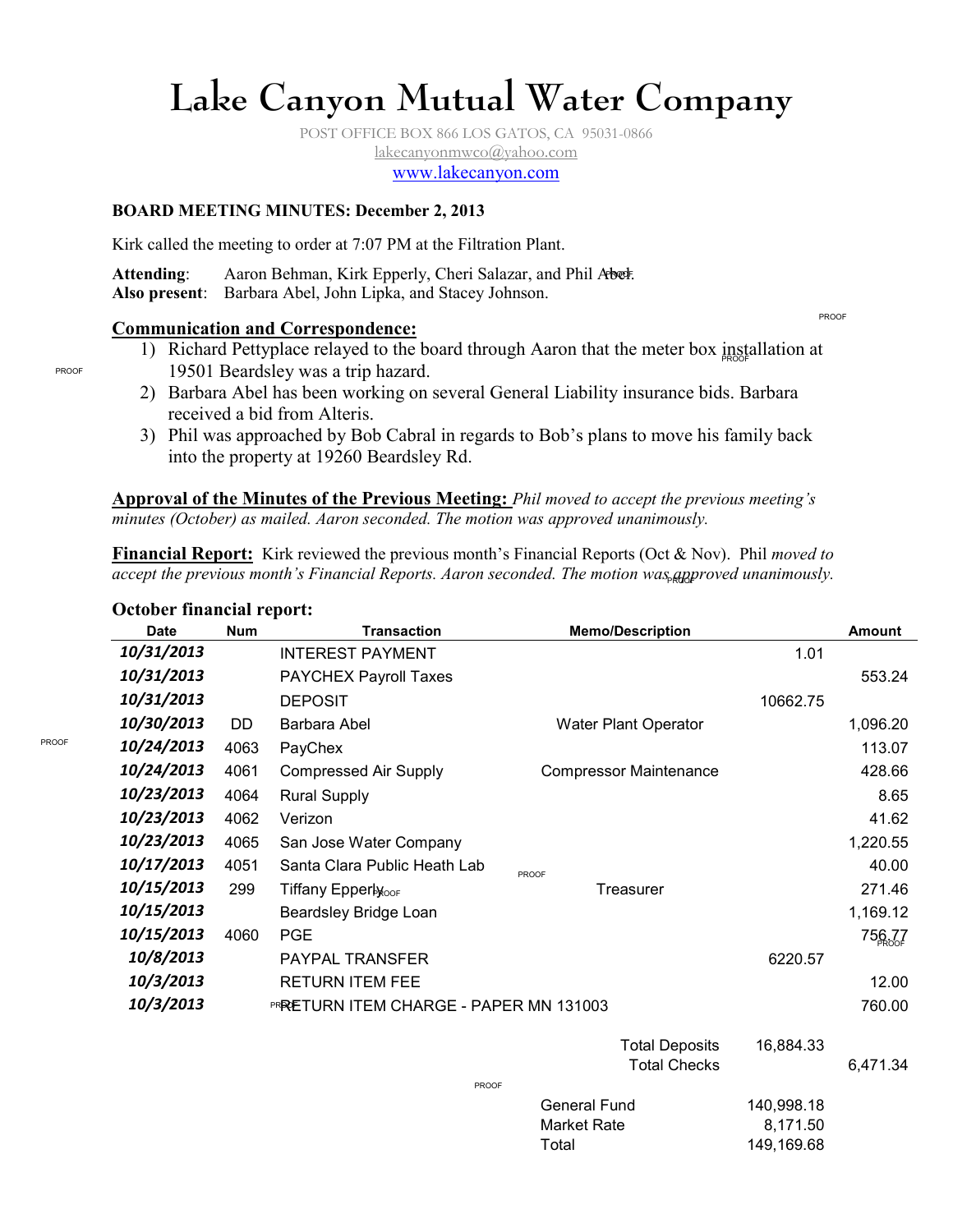// Lake Canyon Mutual Water Company

# Lake Canyon Mutual Water Company

POST OFFICE BOX 866 LOS GATOS, CA 95031-0866
lakecanyonmwco@yahoo.com
www.lakecanyon.com

**BOARD MEETING MINUTES: December 2, 2013**

Kirk called the meeting to order at 7:07 PM at the Filtration Plant.

**Attending**: Aaron Behman, Kirk Epperly, Cheri Salazar, and Phil Abel.
**Also present**: Barbara Abel, John Lipka, and Stacey Johnson.

## Communication and Correspondence:

1) Richard Pettyplace relayed to the board through Aaron that the meter box installation at 19501 Beardsley was a trip hazard.
2) Barbara Abel has been working on several General Liability insurance bids. Barbara received a bid from Alteris.
3) Phil was approached by Bob Cabral in regards to Bob's plans to move his family back into the property at 19260 Beardsley Rd.

**Approval of the Minutes of the Previous Meeting:** *Phil moved to accept the previous meeting's minutes (October) as mailed. Aaron seconded. The motion was approved unanimously.*

**Financial Report:** Kirk reviewed the previous month's Financial Reports (Oct & Nov). Phil *moved to accept the previous month's Financial Reports. Aaron seconded. The motion was approved unanimously.*

**October financial report:**

| Date | Num | Transaction | Memo/Description | | Amount |
|---|---|---|---|---|---|
| 10/31/2013 | | INTEREST PAYMENT | | 1.01 | |
| 10/31/2013 | | PAYCHEX Payroll Taxes | | | 553.24 |
| 10/31/2013 | | DEPOSIT | | 10662.75 | |
| 10/30/2013 | DD | Barbara Abel | Water Plant Operator | | 1,096.20 |
| 10/24/2013 | 4063 | PayChex | | | 113.07 |
| 10/24/2013 | 4061 | Compressed Air Supply | Compressor Maintenance | | 428.66 |
| 10/23/2013 | 4064 | Rural Supply | | | 8.65 |
| 10/23/2013 | 4062 | Verizon | | | 41.62 |
| 10/23/2013 | 4065 | San Jose Water Company | | | 1,220.55 |
| 10/17/2013 | 4051 | Santa Clara Public Heath Lab | | | 40.00 |
| 10/15/2013 | 299 | Tiffany Epperly | Treasurer | | 271.46 |
| 10/15/2013 | | Beardsley Bridge Loan | | | 1,169.12 |
| 10/15/2013 | 4060 | PGE | | | 756.77 |
| 10/8/2013 | | PAYPAL TRANSFER | | 6220.57 | |
| 10/3/2013 | | RETURN ITEM FEE | | | 12.00 |
| 10/3/2013 | | RETURN ITEM CHARGE - PAPER MN 131003 | | | 760.00 |
| | | | Total Deposits | 16,884.33 | |
| | | | Total Checks | | 6,471.34 |
| | | | General Fund | 140,998.18 | |
| | | | Market Rate | 8,171.50 | |
| | | | Total | 149,169.68 | |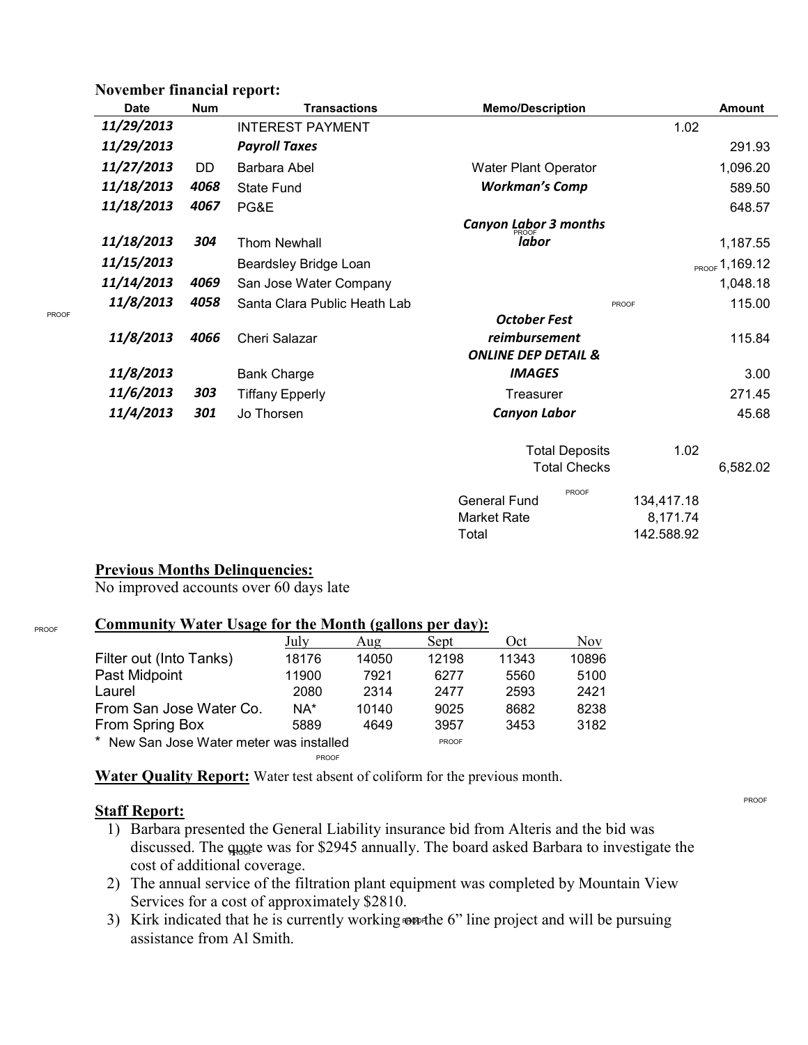**November financial report:**

| Date | Num | Transactions | Memo/Description | | Amount |
|---|---|---|---|---|---|
| *11/29/2013* | | INTEREST PAYMENT | | 1.02 | |
| *11/29/2013* | | ***Payroll Taxes*** | | | 291.93 |
| *11/27/2013* | DD | Barbara Abel | Water Plant Operator | | 1,096.20 |
| *11/18/2013* | *4068* | State Fund | ***Workman's Comp*** | | 589.50 |
| *11/18/2013* | *4067* | PG&E | | | 648.57 |
| *11/18/2013* | *304* | Thom Newhall | ***Canyon Labor 3 months labor*** | | 1,187.55 |
| *11/15/2013* | | Beardsley Bridge Loan | | | 1,169.12 |
| *11/14/2013* | *4069* | San Jose Water Company | | | 1,048.18 |
| *11/8/2013* | *4058* | Santa Clara Public Heath Lab | | | 115.00 |
| *11/8/2013* | *4066* | Cheri Salazar | ***October Fest reimbursement*** | | 115.84 |
| *11/8/2013* | | Bank Charge | ***ONLINE DEP DETAIL & IMAGES*** | | 3.00 |
| *11/6/2013* | *303* | Tiffany Epperly | Treasurer | | 271.45 |
| *11/4/2013* | *301* | Jo Thorsen | ***Canyon Labor*** | | 45.68 |
| | | | Total Deposits | 1.02 | |
| | | | Total Checks | | 6,582.02 |
| | | | General Fund | 134,417.18 | |
| | | | Market Rate | 8,171.74 | |
| | | | Total | 142.588.92 | |

**Previous Months Delinquencies:**

No improved accounts over 60 days late

**Community Water Usage for the Month (gallons per day):**

| | July | Aug | Sept | Oct | Nov |
|---|---|---|---|---|---|
| Filter out (Into Tanks) | 18176 | 14050 | 12198 | 11343 | 10896 |
| Past Midpoint | 11900 | 7921 | 6277 | 5560 | 5100 |
| Laurel | 2080 | 2314 | 2477 | 2593 | 2421 |
| From San Jose Water Co. | NA* | 10140 | 9025 | 8682 | 8238 |
| From Spring Box | 5889 | 4649 | 3957 | 3453 | 3182 |

\* New San Jose Water meter was installed

**Water Quality Report:** Water test absent of coliform for the previous month.

**Staff Report:**

1) Barbara presented the General Liability insurance bid from Alteris and the bid was discussed. The quote was for $2945 annually. The board asked Barbara to investigate the cost of additional coverage.
2) The annual service of the filtration plant equipment was completed by Mountain View Services for a cost of approximately $2810.
3) Kirk indicated that he is currently working on the 6" line project and will be pursuing assistance from Al Smith.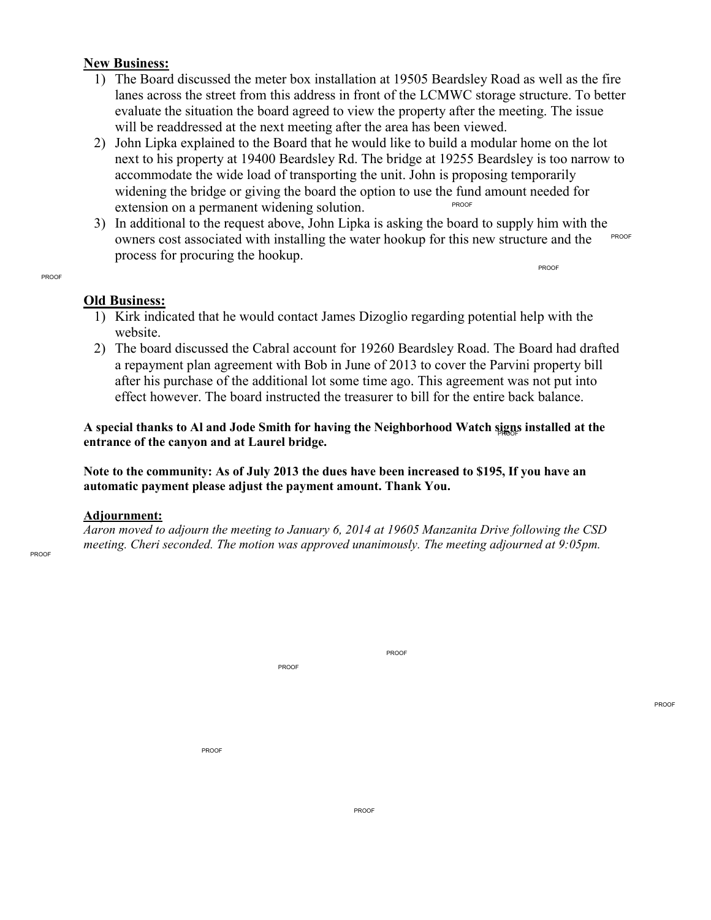**New Business:**

1) The Board discussed the meter box installation at 19505 Beardsley Road as well as the fire lanes across the street from this address in front of the LCMWC storage structure. To better evaluate the situation the board agreed to view the property after the meeting. The issue will be readdressed at the next meeting after the area has been viewed.
2) John Lipka explained to the Board that he would like to build a modular home on the lot next to his property at 19400 Beardsley Rd. The bridge at 19255 Beardsley is too narrow to accommodate the wide load of transporting the unit. John is proposing temporarily widening the bridge or giving the board the option to use the fund amount needed for extension on a permanent widening solution.
3) In additional to the request above, John Lipka is asking the board to supply him with the owners cost associated with installing the water hookup for this new structure and the process for procuring the hookup.

**Old Business:**

1) Kirk indicated that he would contact James Dizoglio regarding potential help with the website.
2) The board discussed the Cabral account for 19260 Beardsley Road. The Board had drafted a repayment plan agreement with Bob in June of 2013 to cover the Parvini property bill after his purchase of the additional lot some time ago. This agreement was not put into effect however. The board instructed the treasurer to bill for the entire back balance.

**A special thanks to Al and Jode Smith for having the Neighborhood Watch signs installed at the entrance of the canyon and at Laurel bridge.**

**Note to the community: As of July 2013 the dues have been increased to $195, If you have an automatic payment please adjust the payment amount. Thank You.**

**Adjournment:**

*Aaron moved to adjourn the meeting to January 6, 2014 at 19605 Manzanita Drive following the CSD meeting. Cheri seconded. The motion was approved unanimously. The meeting adjourned at 9:05pm.*